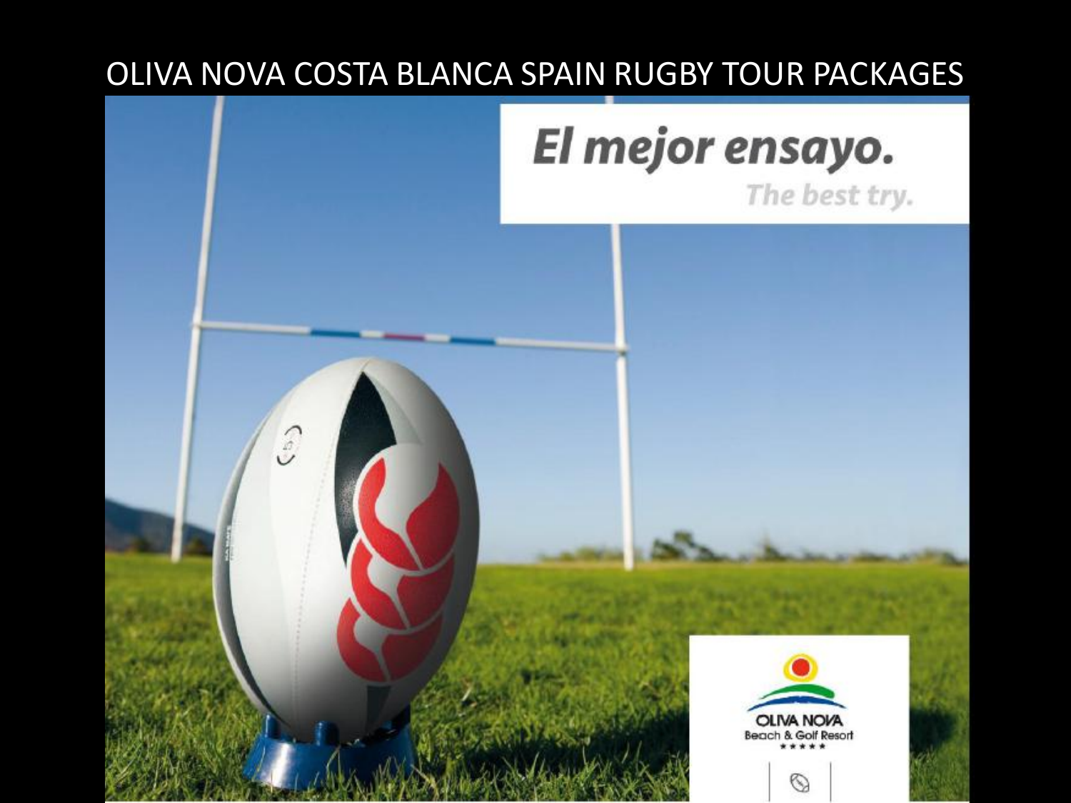# OLIVA NOVA COSTA BLANCA SPAIN RUGBY TOUR PACKAGES

**El mejor ensayo.**

*The best try.*

OLIVA NOVA
Beach & Golf Resort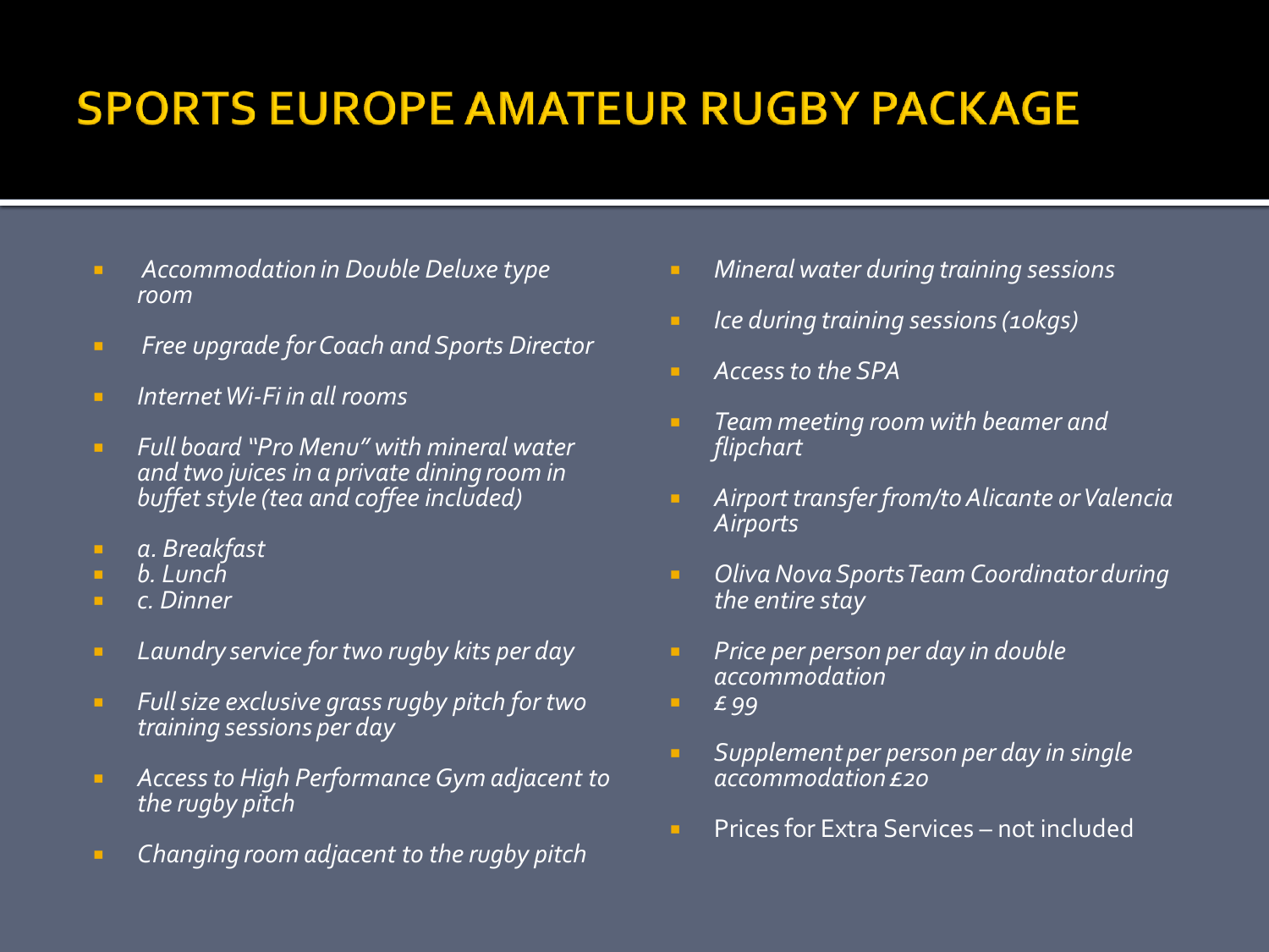# SPORTS EUROPE AMATEUR RUGBY PACKAGE

- *Accommodation in Double Deluxe type room*
- *Free upgrade for Coach and Sports Director*
- *Internet Wi-Fi in all rooms*
- *Full board "Pro Menu" with mineral water and two juices in a private dining room in buffet style (tea and coffee included)*
- *a. Breakfast*
- *b. Lunch*
- *c. Dinner*
- *Laundry service for two rugby kits per day*
- *Full size exclusive grass rugby pitch for two training sessions per day*
- *Access to High Performance Gym adjacent to the rugby pitch*
- *Changing room adjacent to the rugby pitch*
- *Mineral water during training sessions*
- *Ice during training sessions (10kgs)*
- *Access to the SPA*
- *Team meeting room with beamer and flipchart*
- *Airport transfer from/to Alicante or Valencia Airports*
- *Oliva Nova Sports Team Coordinator during the entire stay*
- *Price per person per day in double accommodation*
- *£ 99*
- *Supplement per person per day in single accommodation £20*
- Prices for Extra Services – not included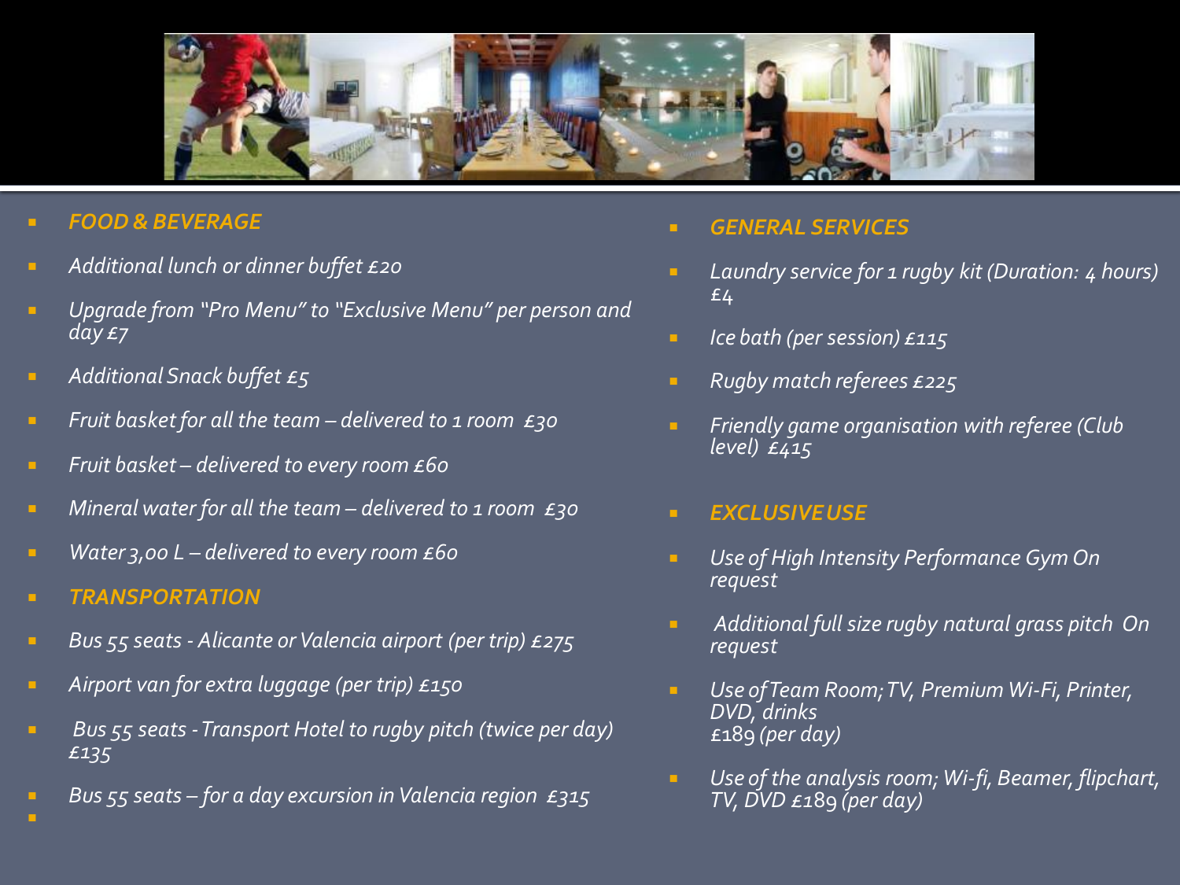- ***FOOD & BEVERAGE***
- *Additional lunch or dinner buffet £20*
- *Upgrade from "Pro Menu" to "Exclusive Menu" per person and day £7*
- *Additional Snack buffet £5*
- *Fruit basket for all the team – delivered to 1 room £30*
- *Fruit basket – delivered to every room £60*
- *Mineral water for all the team – delivered to 1 room £30*
- *Water 3,00 L – delivered to every room £60*
- ***TRANSPORTATION***
- *Bus 55 seats - Alicante or Valencia airport (per trip) £275*
- *Airport van for extra luggage (per trip) £150*
- *Bus 55 seats - Transport Hotel to rugby pitch (twice per day) £135*
- *Bus 55 seats – for a day excursion in Valencia region £315*

- ***GENERAL SERVICES***
- *Laundry service for 1 rugby kit (Duration: 4 hours) £4*
- *Ice bath (per session) £115*
- *Rugby match referees £225*
- *Friendly game organisation with referee (Club level) £415*
- ***EXCLUSIVE USE***
- *Use of High Intensity Performance Gym On request*
- *Additional full size rugby natural grass pitch On request*
- *Use of Team Room; TV, Premium Wi-Fi, Printer, DVD, drinks £189 (per day)*
- *Use of the analysis room; Wi-fi, Beamer, flipchart, TV, DVD £189 (per day)*